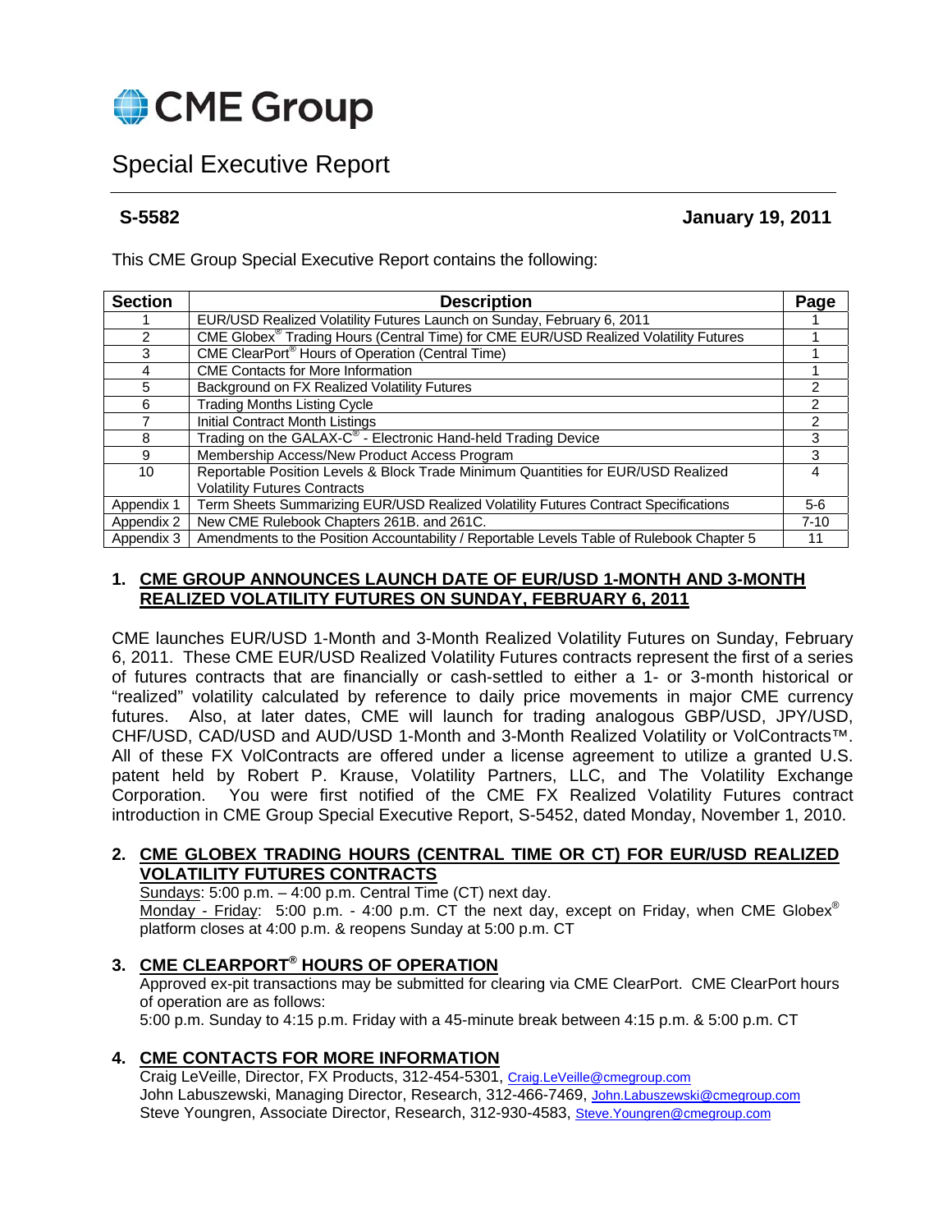# CME Group

## Special Executive Report

**S-5582** **January 19, 2011**

This CME Group Special Executive Report contains the following:

| Section | Description | Page |
|---|---|---|
| 1 | EUR/USD Realized Volatility Futures Launch on Sunday, February 6, 2011 | 1 |
| 2 | CME Globex® Trading Hours (Central Time) for CME EUR/USD Realized Volatility Futures | 1 |
| 3 | CME ClearPort® Hours of Operation (Central Time) | 1 |
| 4 | CME Contacts for More Information | 1 |
| 5 | Background on FX Realized Volatility Futures | 2 |
| 6 | Trading Months Listing Cycle | 2 |
| 7 | Initial Contract Month Listings | 2 |
| 8 | Trading on the GALAX-C® - Electronic Hand-held Trading Device | 3 |
| 9 | Membership Access/New Product Access Program | 3 |
| 10 | Reportable Position Levels & Block Trade Minimum Quantities for EUR/USD Realized Volatility Futures Contracts | 4 |
| Appendix 1 | Term Sheets Summarizing EUR/USD Realized Volatility Futures Contract Specifications | 5-6 |
| Appendix 2 | New CME Rulebook Chapters 261B. and 261C. | 7-10 |
| Appendix 3 | Amendments to the Position Accountability / Reportable Levels Table of Rulebook Chapter 5 | 11 |

### 1. CME GROUP ANNOUNCES LAUNCH DATE OF EUR/USD 1-MONTH AND 3-MONTH REALIZED VOLATILITY FUTURES ON SUNDAY, FEBRUARY 6, 2011

CME launches EUR/USD 1-Month and 3-Month Realized Volatility Futures on Sunday, February 6, 2011. These CME EUR/USD Realized Volatility Futures contracts represent the first of a series of futures contracts that are financially or cash-settled to either a 1- or 3-month historical or "realized" volatility calculated by reference to daily price movements in major CME currency futures. Also, at later dates, CME will launch for trading analogous GBP/USD, JPY/USD, CHF/USD, CAD/USD and AUD/USD 1-Month and 3-Month Realized Volatility or VolContracts™. All of these FX VolContracts are offered under a license agreement to utilize a granted U.S. patent held by Robert P. Krause, Volatility Partners, LLC, and The Volatility Exchange Corporation. You were first notified of the CME FX Realized Volatility Futures contract introduction in CME Group Special Executive Report, S-5452, dated Monday, November 1, 2010.

### 2. CME GLOBEX TRADING HOURS (CENTRAL TIME OR CT) FOR EUR/USD REALIZED VOLATILITY FUTURES CONTRACTS

Sundays: 5:00 p.m. – 4:00 p.m. Central Time (CT) next day.
Monday - Friday: 5:00 p.m. - 4:00 p.m. CT the next day, except on Friday, when CME Globex® platform closes at 4:00 p.m. & reopens Sunday at 5:00 p.m. CT

### 3. CME CLEARPORT® HOURS OF OPERATION

Approved ex-pit transactions may be submitted for clearing via CME ClearPort. CME ClearPort hours of operation are as follows:
5:00 p.m. Sunday to 4:15 p.m. Friday with a 45-minute break between 4:15 p.m. & 5:00 p.m. CT

### 4. CME CONTACTS FOR MORE INFORMATION

Craig LeVeille, Director, FX Products, 312-454-5301, Craig.LeVeille@cmegroup.com
John Labuszewski, Managing Director, Research, 312-466-7469, John.Labuszewski@cmegroup.com
Steve Youngren, Associate Director, Research, 312-930-4583, Steve.Youngren@cmegroup.com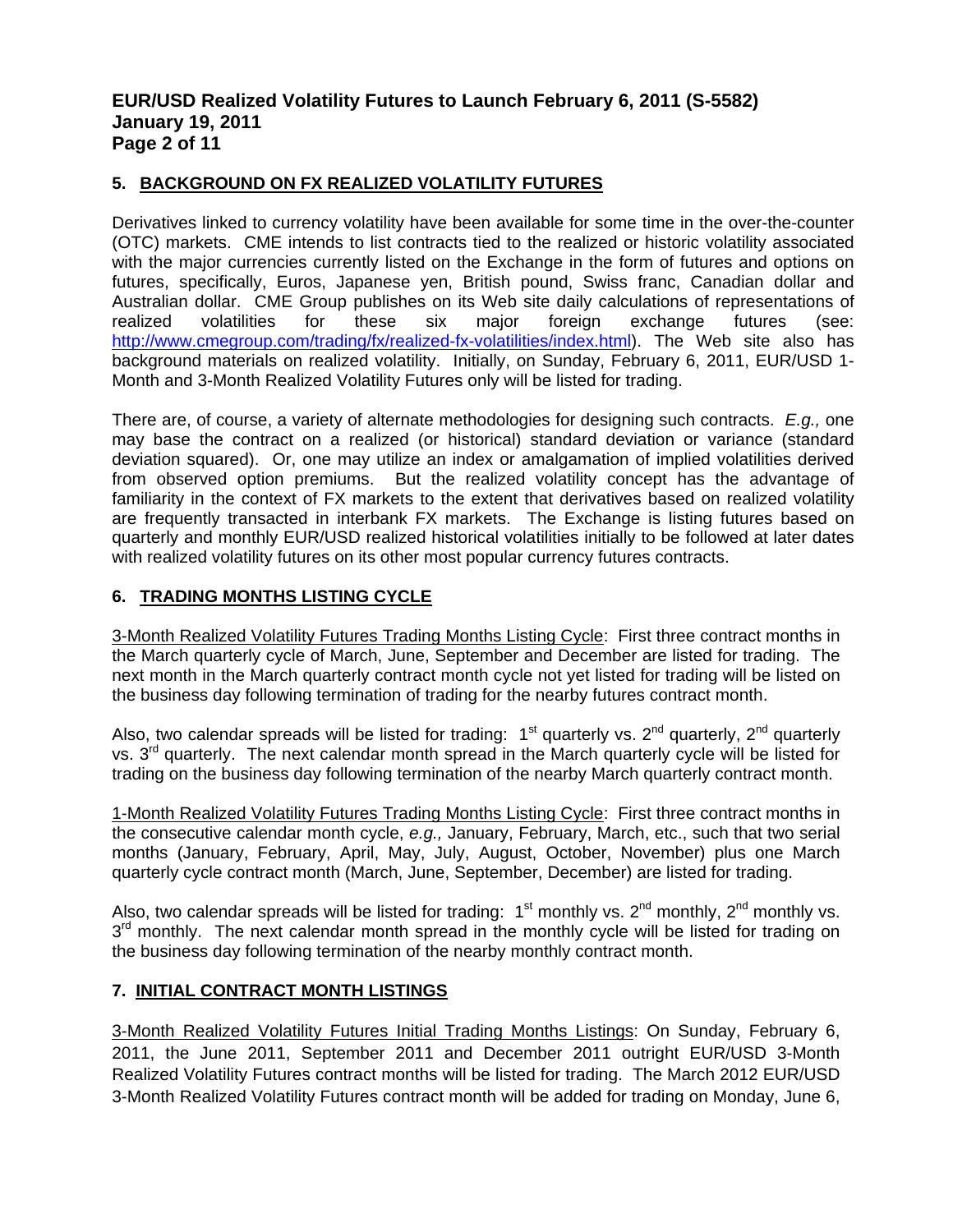## 5. BACKGROUND ON FX REALIZED VOLATILITY FUTURES

Derivatives linked to currency volatility have been available for some time in the over-the-counter (OTC) markets. CME intends to list contracts tied to the realized or historic volatility associated with the major currencies currently listed on the Exchange in the form of futures and options on futures, specifically, Euros, Japanese yen, British pound, Swiss franc, Canadian dollar and Australian dollar. CME Group publishes on its Web site daily calculations of representations of realized volatilities for these six major foreign exchange futures (see: http://www.cmegroup.com/trading/fx/realized-fx-volatilities/index.html). The Web site also has background materials on realized volatility. Initially, on Sunday, February 6, 2011, EUR/USD 1-Month and 3-Month Realized Volatility Futures only will be listed for trading.

There are, of course, a variety of alternate methodologies for designing such contracts. *E.g.,* one may base the contract on a realized (or historical) standard deviation or variance (standard deviation squared). Or, one may utilize an index or amalgamation of implied volatilities derived from observed option premiums. But the realized volatility concept has the advantage of familiarity in the context of FX markets to the extent that derivatives based on realized volatility are frequently transacted in interbank FX markets. The Exchange is listing futures based on quarterly and monthly EUR/USD realized historical volatilities initially to be followed at later dates with realized volatility futures on its other most popular currency futures contracts.

## 6. TRADING MONTHS LISTING CYCLE

3-Month Realized Volatility Futures Trading Months Listing Cycle: First three contract months in the March quarterly cycle of March, June, September and December are listed for trading. The next month in the March quarterly contract month cycle not yet listed for trading will be listed on the business day following termination of trading for the nearby futures contract month.

Also, two calendar spreads will be listed for trading: 1st quarterly vs. 2nd quarterly, 2nd quarterly vs. 3rd quarterly. The next calendar month spread in the March quarterly cycle will be listed for trading on the business day following termination of the nearby March quarterly contract month.

1-Month Realized Volatility Futures Trading Months Listing Cycle: First three contract months in the consecutive calendar month cycle, *e.g.,* January, February, March, etc., such that two serial months (January, February, April, May, July, August, October, November) plus one March quarterly cycle contract month (March, June, September, December) are listed for trading.

Also, two calendar spreads will be listed for trading: 1st monthly vs. 2nd monthly, 2nd monthly vs. 3rd monthly. The next calendar month spread in the monthly cycle will be listed for trading on the business day following termination of the nearby monthly contract month.

## 7. INITIAL CONTRACT MONTH LISTINGS

3-Month Realized Volatility Futures Initial Trading Months Listings: On Sunday, February 6, 2011, the June 2011, September 2011 and December 2011 outright EUR/USD 3-Month Realized Volatility Futures contract months will be listed for trading. The March 2012 EUR/USD 3-Month Realized Volatility Futures contract month will be added for trading on Monday, June 6,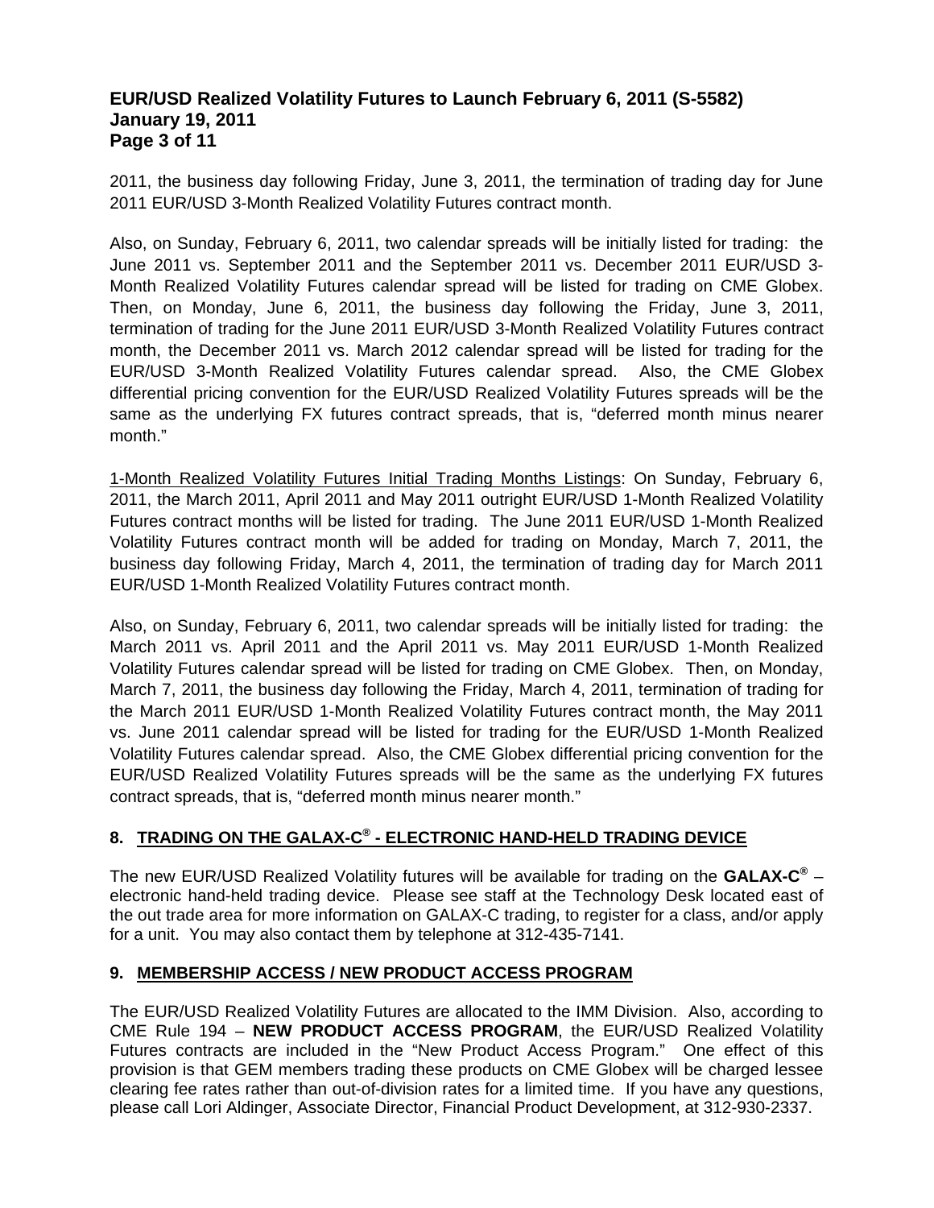2011, the business day following Friday, June 3, 2011, the termination of trading day for June 2011 EUR/USD 3-Month Realized Volatility Futures contract month.

Also, on Sunday, February 6, 2011, two calendar spreads will be initially listed for trading: the June 2011 vs. September 2011 and the September 2011 vs. December 2011 EUR/USD 3-Month Realized Volatility Futures calendar spread will be listed for trading on CME Globex. Then, on Monday, June 6, 2011, the business day following the Friday, June 3, 2011, termination of trading for the June 2011 EUR/USD 3-Month Realized Volatility Futures contract month, the December 2011 vs. March 2012 calendar spread will be listed for trading for the EUR/USD 3-Month Realized Volatility Futures calendar spread. Also, the CME Globex differential pricing convention for the EUR/USD Realized Volatility Futures spreads will be the same as the underlying FX futures contract spreads, that is, "deferred month minus nearer month."

<u>1-Month Realized Volatility Futures Initial Trading Months Listings</u>: On Sunday, February 6, 2011, the March 2011, April 2011 and May 2011 outright EUR/USD 1-Month Realized Volatility Futures contract months will be listed for trading. The June 2011 EUR/USD 1-Month Realized Volatility Futures contract month will be added for trading on Monday, March 7, 2011, the business day following Friday, March 4, 2011, the termination of trading day for March 2011 EUR/USD 1-Month Realized Volatility Futures contract month.

Also, on Sunday, February 6, 2011, two calendar spreads will be initially listed for trading: the March 2011 vs. April 2011 and the April 2011 vs. May 2011 EUR/USD 1-Month Realized Volatility Futures calendar spread will be listed for trading on CME Globex. Then, on Monday, March 7, 2011, the business day following the Friday, March 4, 2011, termination of trading for the March 2011 EUR/USD 1-Month Realized Volatility Futures contract month, the May 2011 vs. June 2011 calendar spread will be listed for trading for the EUR/USD 1-Month Realized Volatility Futures calendar spread. Also, the CME Globex differential pricing convention for the EUR/USD Realized Volatility Futures spreads will be the same as the underlying FX futures contract spreads, that is, "deferred month minus nearer month."

## 8. TRADING ON THE GALAX-C® - ELECTRONIC HAND-HELD TRADING DEVICE

The new EUR/USD Realized Volatility futures will be available for trading on the **GALAX-C®** – electronic hand-held trading device. Please see staff at the Technology Desk located east of the out trade area for more information on GALAX-C trading, to register for a class, and/or apply for a unit. You may also contact them by telephone at 312-435-7141.

## 9. MEMBERSHIP ACCESS / NEW PRODUCT ACCESS PROGRAM

The EUR/USD Realized Volatility Futures are allocated to the IMM Division. Also, according to CME Rule 194 – **NEW PRODUCT ACCESS PROGRAM**, the EUR/USD Realized Volatility Futures contracts are included in the "New Product Access Program." One effect of this provision is that GEM members trading these products on CME Globex will be charged lessee clearing fee rates rather than out-of-division rates for a limited time. If you have any questions, please call Lori Aldinger, Associate Director, Financial Product Development, at 312-930-2337.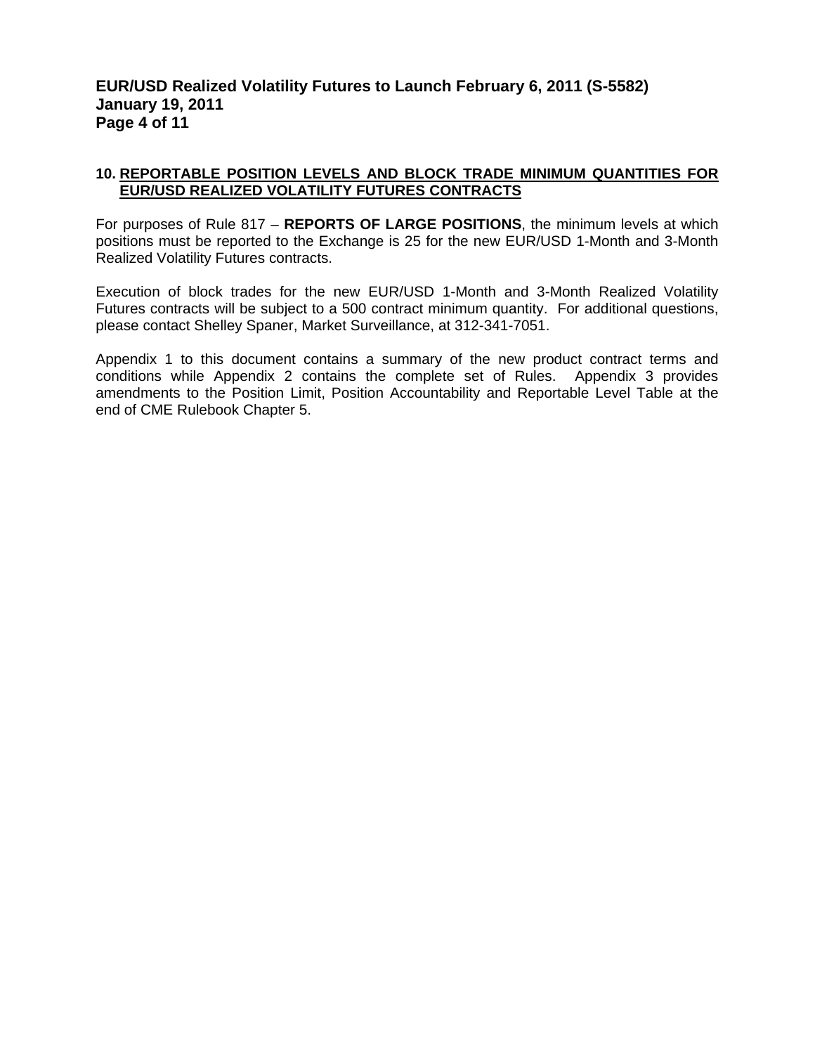**10. REPORTABLE POSITION LEVELS AND BLOCK TRADE MINIMUM QUANTITIES FOR EUR/USD REALIZED VOLATILITY FUTURES CONTRACTS**

For purposes of Rule 817 – **REPORTS OF LARGE POSITIONS**, the minimum levels at which positions must be reported to the Exchange is 25 for the new EUR/USD 1-Month and 3-Month Realized Volatility Futures contracts.

Execution of block trades for the new EUR/USD 1-Month and 3-Month Realized Volatility Futures contracts will be subject to a 500 contract minimum quantity. For additional questions, please contact Shelley Spaner, Market Surveillance, at 312-341-7051.

Appendix 1 to this document contains a summary of the new product contract terms and conditions while Appendix 2 contains the complete set of Rules. Appendix 3 provides amendments to the Position Limit, Position Accountability and Reportable Level Table at the end of CME Rulebook Chapter 5.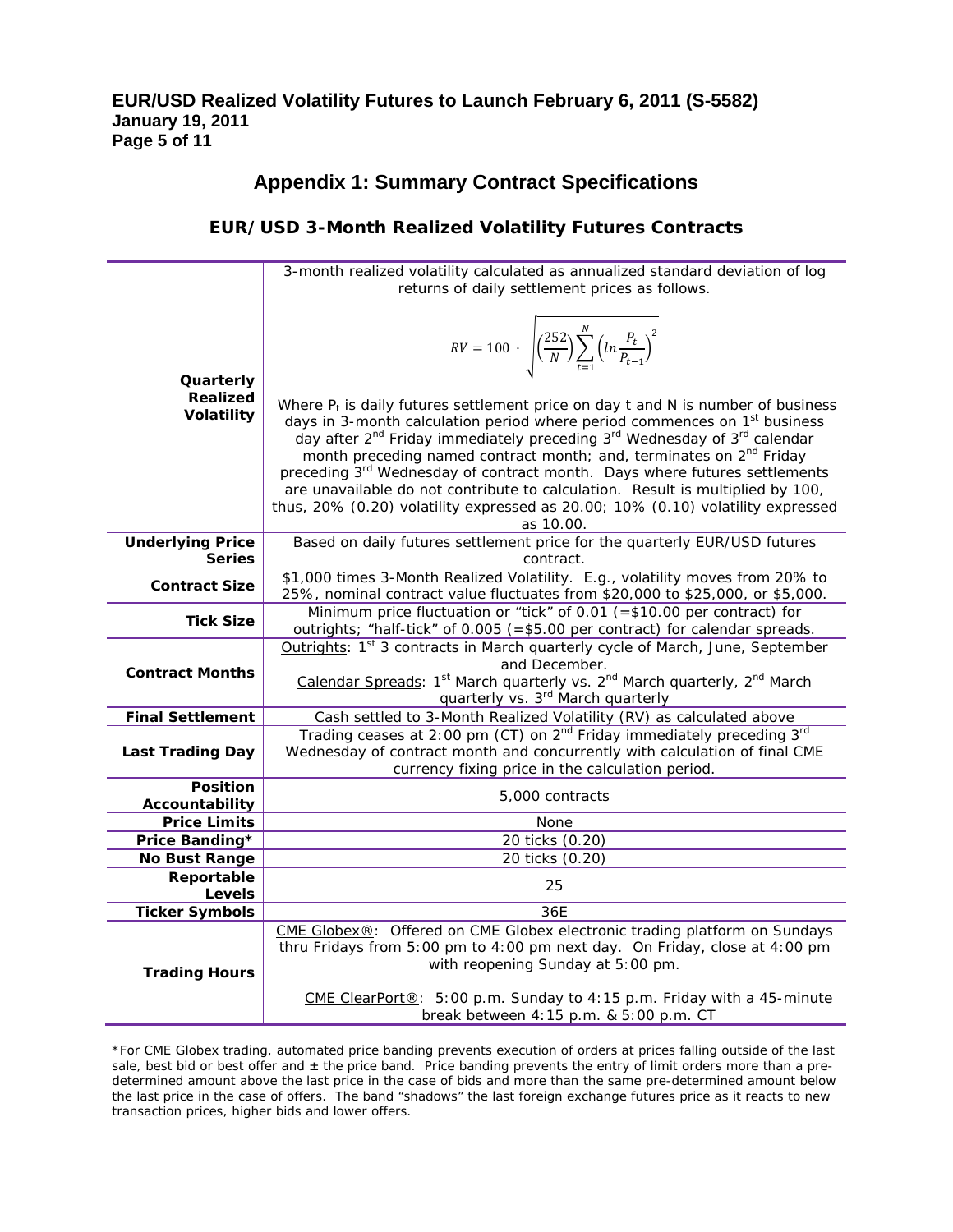# Appendix 1: Summary Contract Specifications

## EUR/USD 3-Month Realized Volatility Futures Contracts

| | |
|---|---|
| **Quarterly Realized Volatility** | 3-month realized volatility calculated as annualized standard deviation of log returns of daily settlement prices as follows. $$RV = 100 \cdot \sqrt{\left(\frac{252}{N}\right)\sum_{t=1}^{N}\left(ln\frac{P_t}{P_{t-1}}\right)^2}$$ Where $P_t$ is daily futures settlement price on day t and N is number of business days in 3-month calculation period where period commences on 1st business day after 2nd Friday immediately preceding 3rd Wednesday of 3rd calendar month preceding named contract month; and, terminates on 2nd Friday preceding 3rd Wednesday of contract month. Days where futures settlements are unavailable do not contribute to calculation. Result is multiplied by 100, thus, 20% (0.20) volatility expressed as 20.00; 10% (0.10) volatility expressed as 10.00. |
| **Underlying Price Series** | Based on daily futures settlement price for the quarterly EUR/USD futures contract. |
| **Contract Size** | $1,000 times 3-Month Realized Volatility. E.g., volatility moves from 20% to 25%, nominal contract value fluctuates from $20,000 to $25,000, or $5,000. |
| **Tick Size** | Minimum price fluctuation or "tick" of 0.01 (=$10.00 per contract) for outrights; "half-tick" of 0.005 (=$5.00 per contract) for calendar spreads. |
| **Contract Months** | Outrights: 1st 3 contracts in March quarterly cycle of March, June, September and December. Calendar Spreads: 1st March quarterly vs. 2nd March quarterly, 2nd March quarterly vs. 3rd March quarterly |
| **Final Settlement** | Cash settled to 3-Month Realized Volatility (RV) as calculated above |
| **Last Trading Day** | Trading ceases at 2:00 pm (CT) on 2nd Friday immediately preceding 3rd Wednesday of contract month and concurrently with calculation of final CME currency fixing price in the calculation period. |
| **Position Accountability** | 5,000 contracts |
| **Price Limits** | None |
| **Price Banding*** | 20 ticks (0.20) |
| **No Bust Range** | 20 ticks (0.20) |
| **Reportable Levels** | 25 |
| **Ticker Symbols** | 36E |
| **Trading Hours** | CME Globex®: Offered on CME Globex electronic trading platform on Sundays thru Fridays from 5:00 pm to 4:00 pm next day. On Friday, close at 4:00 pm with reopening Sunday at 5:00 pm. CME ClearPort®: 5:00 p.m. Sunday to 4:15 p.m. Friday with a 45-minute break between 4:15 p.m. & 5:00 p.m. CT |

*For CME Globex trading, automated price banding prevents execution of orders at prices falling outside of the last sale, best bid or best offer and ± the price band. Price banding prevents the entry of limit orders more than a pre-determined amount above the last price in the case of bids and more than the same pre-determined amount below the last price in the case of offers. The band "shadows" the last foreign exchange futures price as it reacts to new transaction prices, higher bids and lower offers.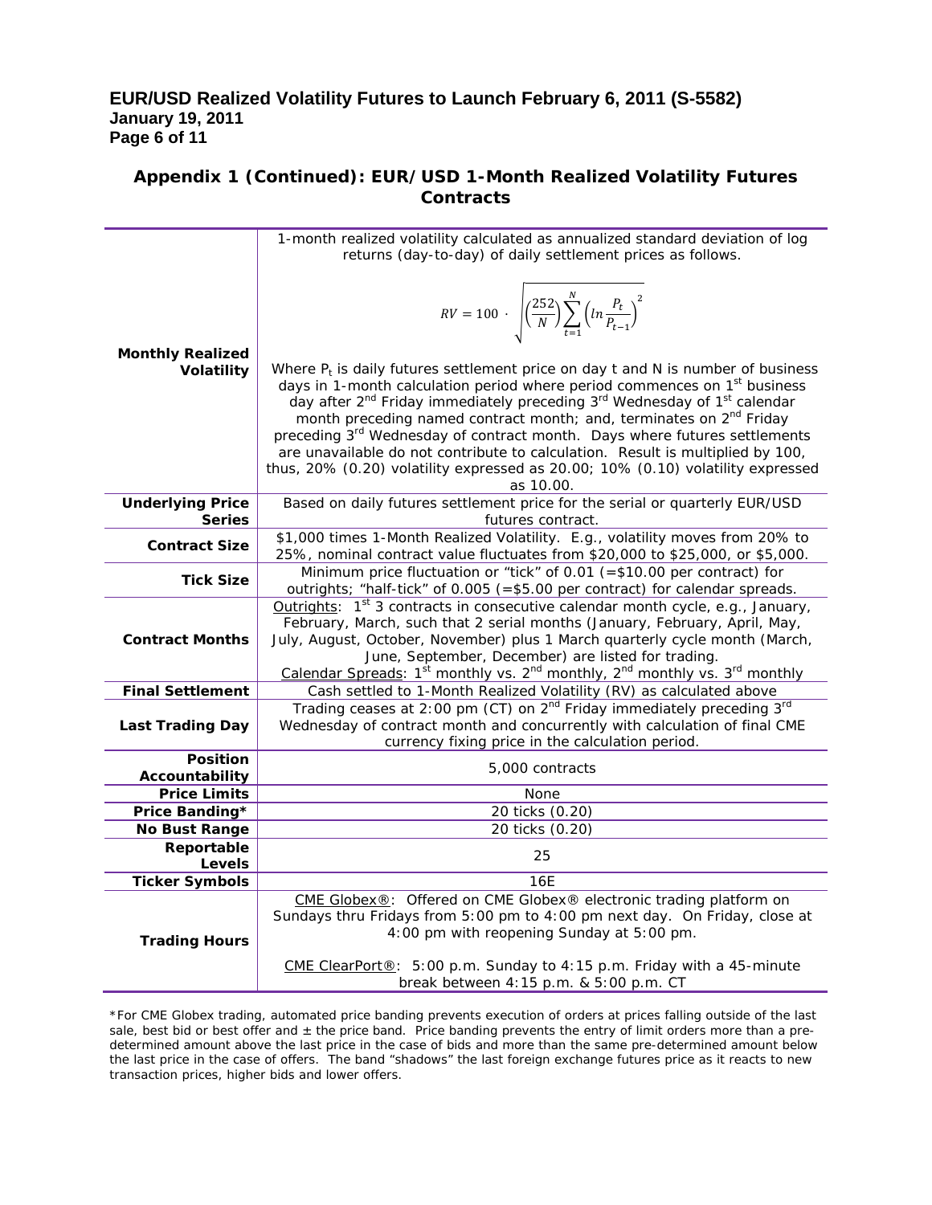## Appendix 1 (Continued): EUR/USD 1-Month Realized Volatility Futures Contracts

| | |
|---|---|
| **Monthly Realized Volatility** | 1-month realized volatility calculated as annualized standard deviation of log returns (day-to-day) of daily settlement prices as follows. $$RV = 100 \cdot \sqrt{\left(\frac{252}{N}\right)\sum_{t=1}^{N}\left(\ln\frac{P_t}{P_{t-1}}\right)^2}$$ Where $P_t$ is daily futures settlement price on day t and N is number of business days in 1-month calculation period where period commences on 1st business day after 2nd Friday immediately preceding 3rd Wednesday of 1st calendar month preceding named contract month; and, terminates on 2nd Friday preceding 3rd Wednesday of contract month. Days where futures settlements are unavailable do not contribute to calculation. Result is multiplied by 100, thus, 20% (0.20) volatility expressed as 20.00; 10% (0.10) volatility expressed as 10.00. |
| **Underlying Price Series** | Based on daily futures settlement price for the serial or quarterly EUR/USD futures contract. |
| **Contract Size** | $1,000 times 1-Month Realized Volatility. E.g., volatility moves from 20% to 25%, nominal contract value fluctuates from $20,000 to $25,000, or $5,000. |
| **Tick Size** | Minimum price fluctuation or "tick" of 0.01 (=$10.00 per contract) for outrights; "half-tick" of 0.005 (=$5.00 per contract) for calendar spreads. |
| **Contract Months** | Outrights: 1st 3 contracts in consecutive calendar month cycle, e.g., January, February, March, such that 2 serial months (January, February, April, May, July, August, October, November) plus 1 March quarterly cycle month (March, June, September, December) are listed for trading. Calendar Spreads: 1st monthly vs. 2nd monthly, 2nd monthly vs. 3rd monthly |
| **Final Settlement** | Cash settled to 1-Month Realized Volatility (RV) as calculated above |
| **Last Trading Day** | Trading ceases at 2:00 pm (CT) on 2nd Friday immediately preceding 3rd Wednesday of contract month and concurrently with calculation of final CME currency fixing price in the calculation period. |
| **Position Accountability** | 5,000 contracts |
| **Price Limits** | None |
| **Price Banding*** | 20 ticks (0.20) |
| **No Bust Range** | 20 ticks (0.20) |
| **Reportable Levels** | 25 |
| **Ticker Symbols** | 16E |
| **Trading Hours** | CME Globex®: Offered on CME Globex® electronic trading platform on Sundays thru Fridays from 5:00 pm to 4:00 pm next day. On Friday, close at 4:00 pm with reopening Sunday at 5:00 pm. CME ClearPort®: 5:00 p.m. Sunday to 4:15 p.m. Friday with a 45-minute break between 4:15 p.m. & 5:00 p.m. CT |

*For CME Globex trading, automated price banding prevents execution of orders at prices falling outside of the last sale, best bid or best offer and ± the price band. Price banding prevents the entry of limit orders more than a pre-determined amount above the last price in the case of bids and more than the same pre-determined amount below the last price in the case of offers. The band "shadows" the last foreign exchange futures price as it reacts to new transaction prices, higher bids and lower offers.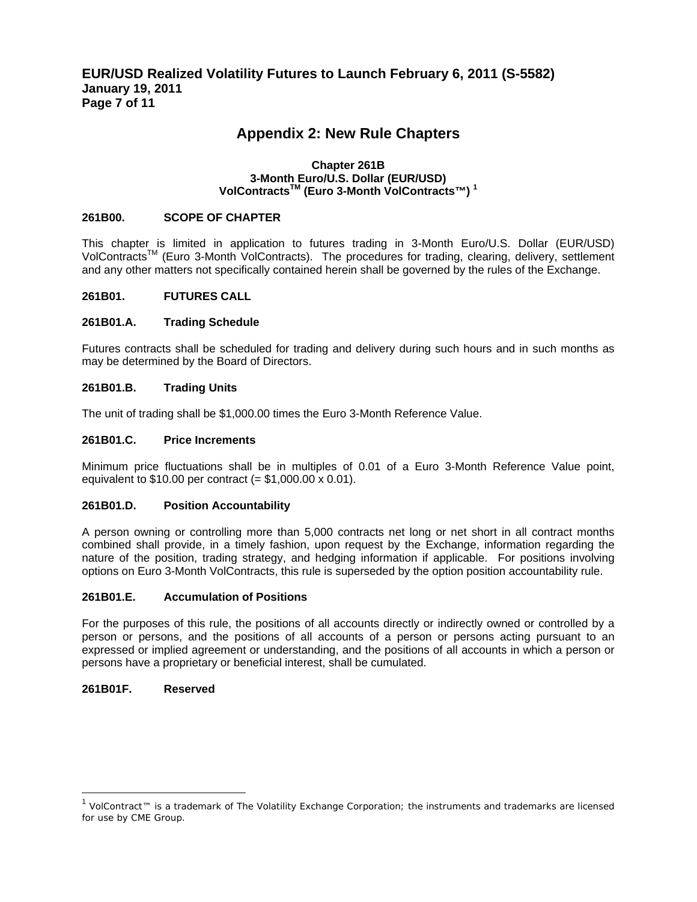# Appendix 2: New Rule Chapters

## Chapter 261B
## 3-Month Euro/U.S. Dollar (EUR/USD) VolContracts™ (Euro 3-Month VolContracts™) [1]

### 261B00. SCOPE OF CHAPTER

This chapter is limited in application to futures trading in 3-Month Euro/U.S. Dollar (EUR/USD) VolContracts™ (Euro 3-Month VolContracts). The procedures for trading, clearing, delivery, settlement and any other matters not specifically contained herein shall be governed by the rules of the Exchange.

### 261B01. FUTURES CALL

### 261B01.A. Trading Schedule

Futures contracts shall be scheduled for trading and delivery during such hours and in such months as may be determined by the Board of Directors.

### 261B01.B. Trading Units

The unit of trading shall be $1,000.00 times the Euro 3-Month Reference Value.

### 261B01.C. Price Increments

Minimum price fluctuations shall be in multiples of 0.01 of a Euro 3-Month Reference Value point, equivalent to $10.00 per contract (= $1,000.00 x 0.01).

### 261B01.D. Position Accountability

A person owning or controlling more than 5,000 contracts net long or net short in all contract months combined shall provide, in a timely fashion, upon request by the Exchange, information regarding the nature of the position, trading strategy, and hedging information if applicable. For positions involving options on Euro 3-Month VolContracts, this rule is superseded by the option position accountability rule.

### 261B01.E. Accumulation of Positions

For the purposes of this rule, the positions of all accounts directly or indirectly owned or controlled by a person or persons, and the positions of all accounts of a person or persons acting pursuant to an expressed or implied agreement or understanding, and the positions of all accounts in which a person or persons have a proprietary or beneficial interest, shall be cumulated.

### 261B01F. Reserved

---

[1] VolContract™ is a trademark of The Volatility Exchange Corporation; the instruments and trademarks are licensed for use by CME Group.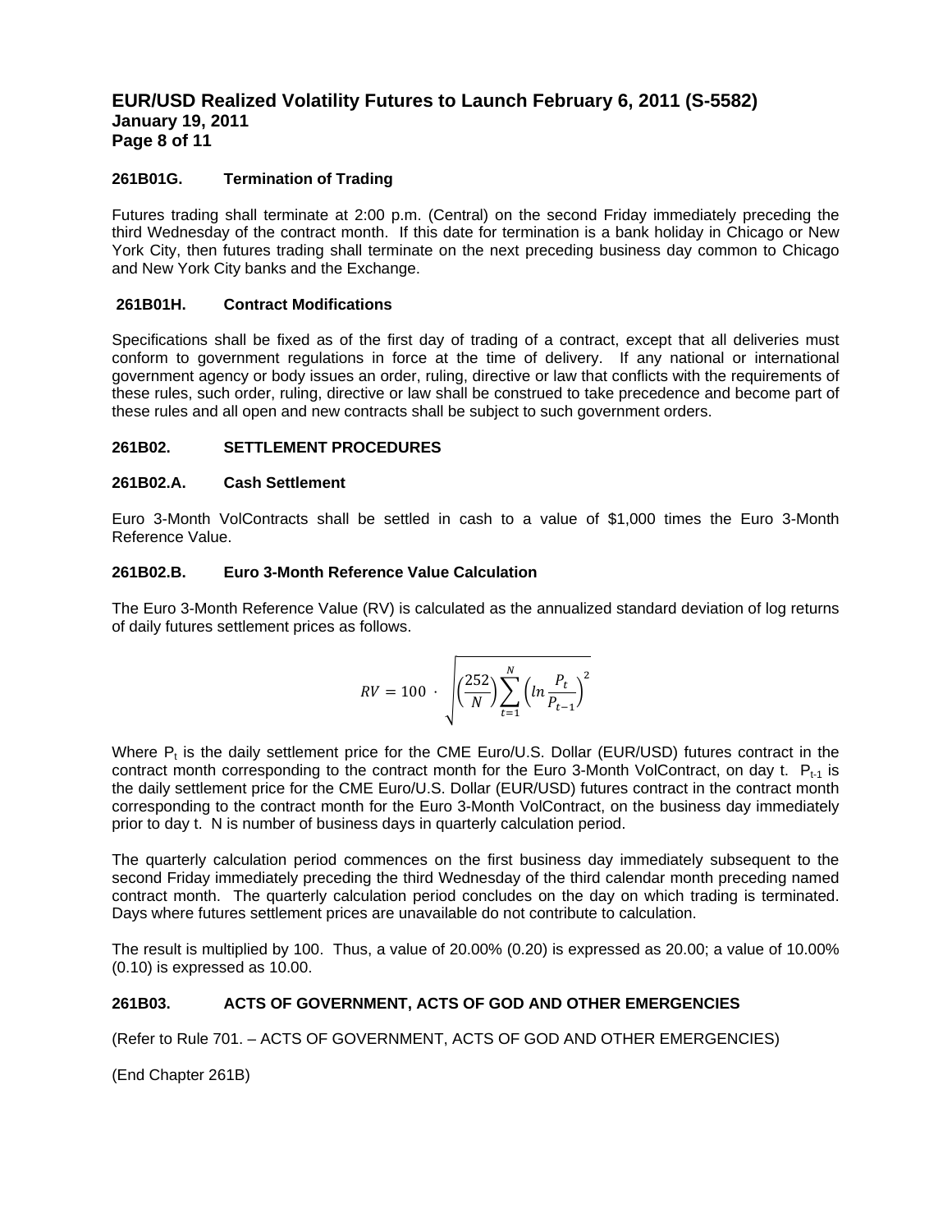### 261B01G. Termination of Trading

Futures trading shall terminate at 2:00 p.m. (Central) on the second Friday immediately preceding the third Wednesday of the contract month. If this date for termination is a bank holiday in Chicago or New York City, then futures trading shall terminate on the next preceding business day common to Chicago and New York City banks and the Exchange.

### 261B01H. Contract Modifications

Specifications shall be fixed as of the first day of trading of a contract, except that all deliveries must conform to government regulations in force at the time of delivery. If any national or international government agency or body issues an order, ruling, directive or law that conflicts with the requirements of these rules, such order, ruling, directive or law shall be construed to take precedence and become part of these rules and all open and new contracts shall be subject to such government orders.

### 261B02. SETTLEMENT PROCEDURES

### 261B02.A. Cash Settlement

Euro 3-Month VolContracts shall be settled in cash to a value of $1,000 times the Euro 3-Month Reference Value.

### 261B02.B. Euro 3-Month Reference Value Calculation

The Euro 3-Month Reference Value (RV) is calculated as the annualized standard deviation of log returns of daily futures settlement prices as follows.

$$RV = 100 \cdot \sqrt{\left(\frac{252}{N}\right)\sum_{t=1}^{N}\left(ln\frac{P_t}{P_{t-1}}\right)^2}$$

Where $P_t$ is the daily settlement price for the CME Euro/U.S. Dollar (EUR/USD) futures contract in the contract month corresponding to the contract month for the Euro 3-Month VolContract, on day t. $P_{t-1}$ is the daily settlement price for the CME Euro/U.S. Dollar (EUR/USD) futures contract in the contract month corresponding to the contract month for the Euro 3-Month VolContract, on the business day immediately prior to day t. N is number of business days in quarterly calculation period.

The quarterly calculation period commences on the first business day immediately subsequent to the second Friday immediately preceding the third Wednesday of the third calendar month preceding named contract month. The quarterly calculation period concludes on the day on which trading is terminated. Days where futures settlement prices are unavailable do not contribute to calculation.

The result is multiplied by 100. Thus, a value of 20.00% (0.20) is expressed as 20.00; a value of 10.00% (0.10) is expressed as 10.00.

### 261B03. ACTS OF GOVERNMENT, ACTS OF GOD AND OTHER EMERGENCIES

(Refer to Rule 701. – ACTS OF GOVERNMENT, ACTS OF GOD AND OTHER EMERGENCIES)

(End Chapter 261B)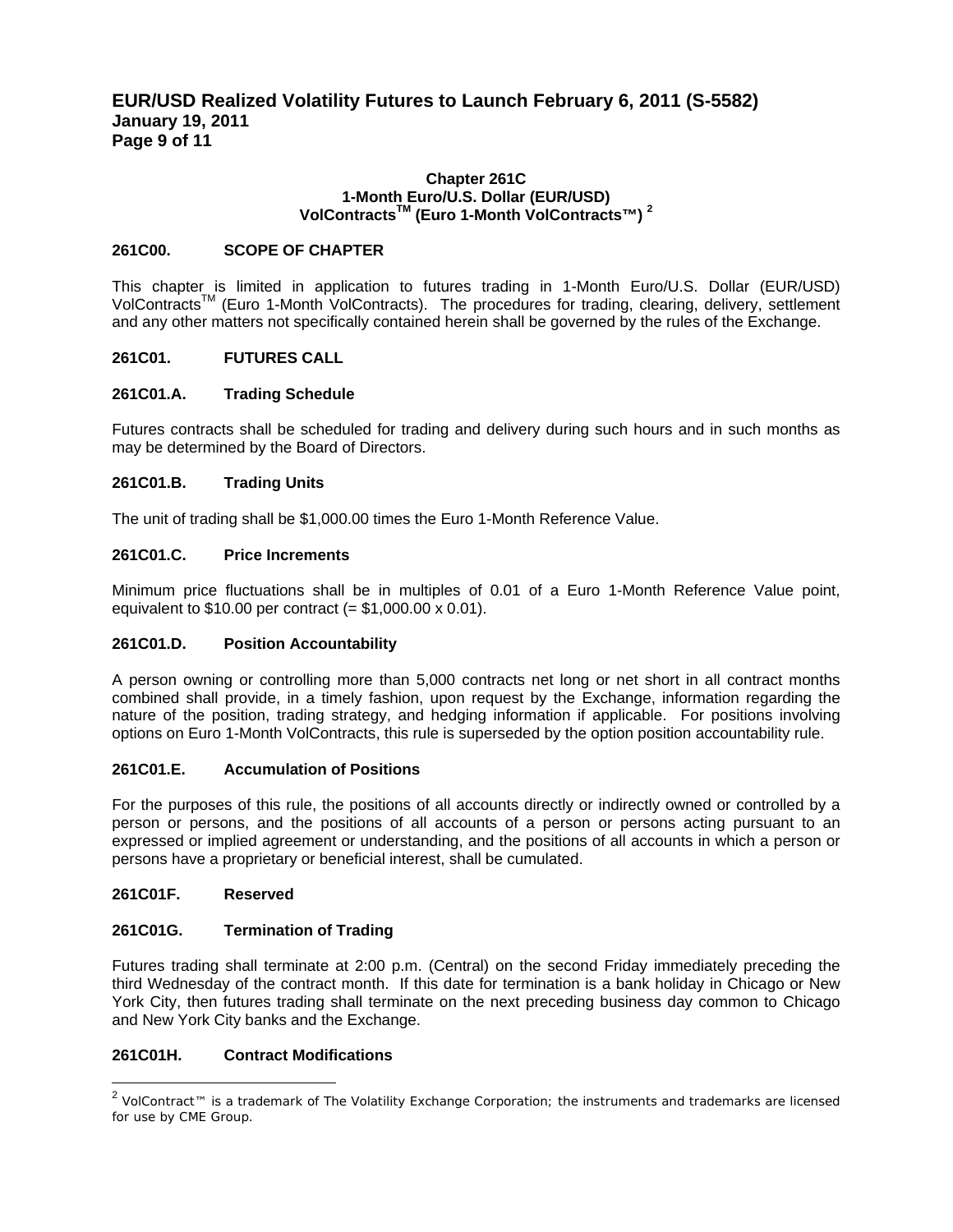## Chapter 261C
## 1-Month Euro/U.S. Dollar (EUR/USD) VolContracts™ (Euro 1-Month VolContracts™) [2]

### 261C00. SCOPE OF CHAPTER

This chapter is limited in application to futures trading in 1-Month Euro/U.S. Dollar (EUR/USD) VolContracts™ (Euro 1-Month VolContracts). The procedures for trading, clearing, delivery, settlement and any other matters not specifically contained herein shall be governed by the rules of the Exchange.

### 261C01. FUTURES CALL

### 261C01.A. Trading Schedule

Futures contracts shall be scheduled for trading and delivery during such hours and in such months as may be determined by the Board of Directors.

### 261C01.B. Trading Units

The unit of trading shall be $1,000.00 times the Euro 1-Month Reference Value.

### 261C01.C. Price Increments

Minimum price fluctuations shall be in multiples of 0.01 of a Euro 1-Month Reference Value point, equivalent to $10.00 per contract (= $1,000.00 x 0.01).

### 261C01.D. Position Accountability

A person owning or controlling more than 5,000 contracts net long or net short in all contract months combined shall provide, in a timely fashion, upon request by the Exchange, information regarding the nature of the position, trading strategy, and hedging information if applicable. For positions involving options on Euro 1-Month VolContracts, this rule is superseded by the option position accountability rule.

### 261C01.E. Accumulation of Positions

For the purposes of this rule, the positions of all accounts directly or indirectly owned or controlled by a person or persons, and the positions of all accounts of a person or persons acting pursuant to an expressed or implied agreement or understanding, and the positions of all accounts in which a person or persons have a proprietary or beneficial interest, shall be cumulated.

### 261C01F. Reserved

### 261C01G. Termination of Trading

Futures trading shall terminate at 2:00 p.m. (Central) on the second Friday immediately preceding the third Wednesday of the contract month. If this date for termination is a bank holiday in Chicago or New York City, then futures trading shall terminate on the next preceding business day common to Chicago and New York City banks and the Exchange.

### 261C01H. Contract Modifications

---

[2] VolContract™ is a trademark of The Volatility Exchange Corporation; the instruments and trademarks are licensed for use by CME Group.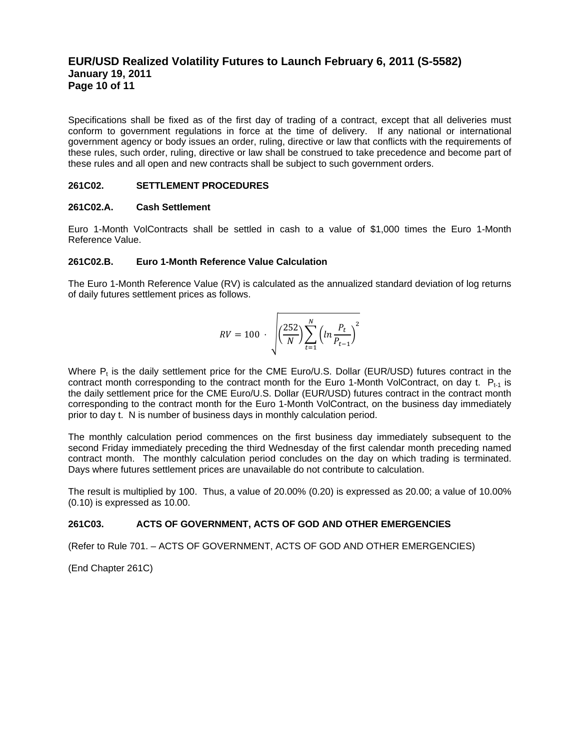Specifications shall be fixed as of the first day of trading of a contract, except that all deliveries must conform to government regulations in force at the time of delivery. If any national or international government agency or body issues an order, ruling, directive or law that conflicts with the requirements of these rules, such order, ruling, directive or law shall be construed to take precedence and become part of these rules and all open and new contracts shall be subject to such government orders.

### 261C02. SETTLEMENT PROCEDURES

#### 261C02.A. Cash Settlement

Euro 1-Month VolContracts shall be settled in cash to a value of $1,000 times the Euro 1-Month Reference Value.

#### 261C02.B. Euro 1-Month Reference Value Calculation

The Euro 1-Month Reference Value (RV) is calculated as the annualized standard deviation of log returns of daily futures settlement prices as follows.

$$RV = 100 \cdot \sqrt{\left(\frac{252}{N}\right)\sum_{t=1}^{N}\left(ln\frac{P_t}{P_{t-1}}\right)^2}$$

Where $P_t$ is the daily settlement price for the CME Euro/U.S. Dollar (EUR/USD) futures contract in the contract month corresponding to the contract month for the Euro 1-Month VolContract, on day t. $P_{t-1}$ is the daily settlement price for the CME Euro/U.S. Dollar (EUR/USD) futures contract in the contract month corresponding to the contract month for the Euro 1-Month VolContract, on the business day immediately prior to day t. N is number of business days in monthly calculation period.

The monthly calculation period commences on the first business day immediately subsequent to the second Friday immediately preceding the third Wednesday of the first calendar month preceding named contract month. The monthly calculation period concludes on the day on which trading is terminated. Days where futures settlement prices are unavailable do not contribute to calculation.

The result is multiplied by 100. Thus, a value of 20.00% (0.20) is expressed as 20.00; a value of 10.00% (0.10) is expressed as 10.00.

### 261C03. ACTS OF GOVERNMENT, ACTS OF GOD AND OTHER EMERGENCIES

(Refer to Rule 701. – ACTS OF GOVERNMENT, ACTS OF GOD AND OTHER EMERGENCIES)

(End Chapter 261C)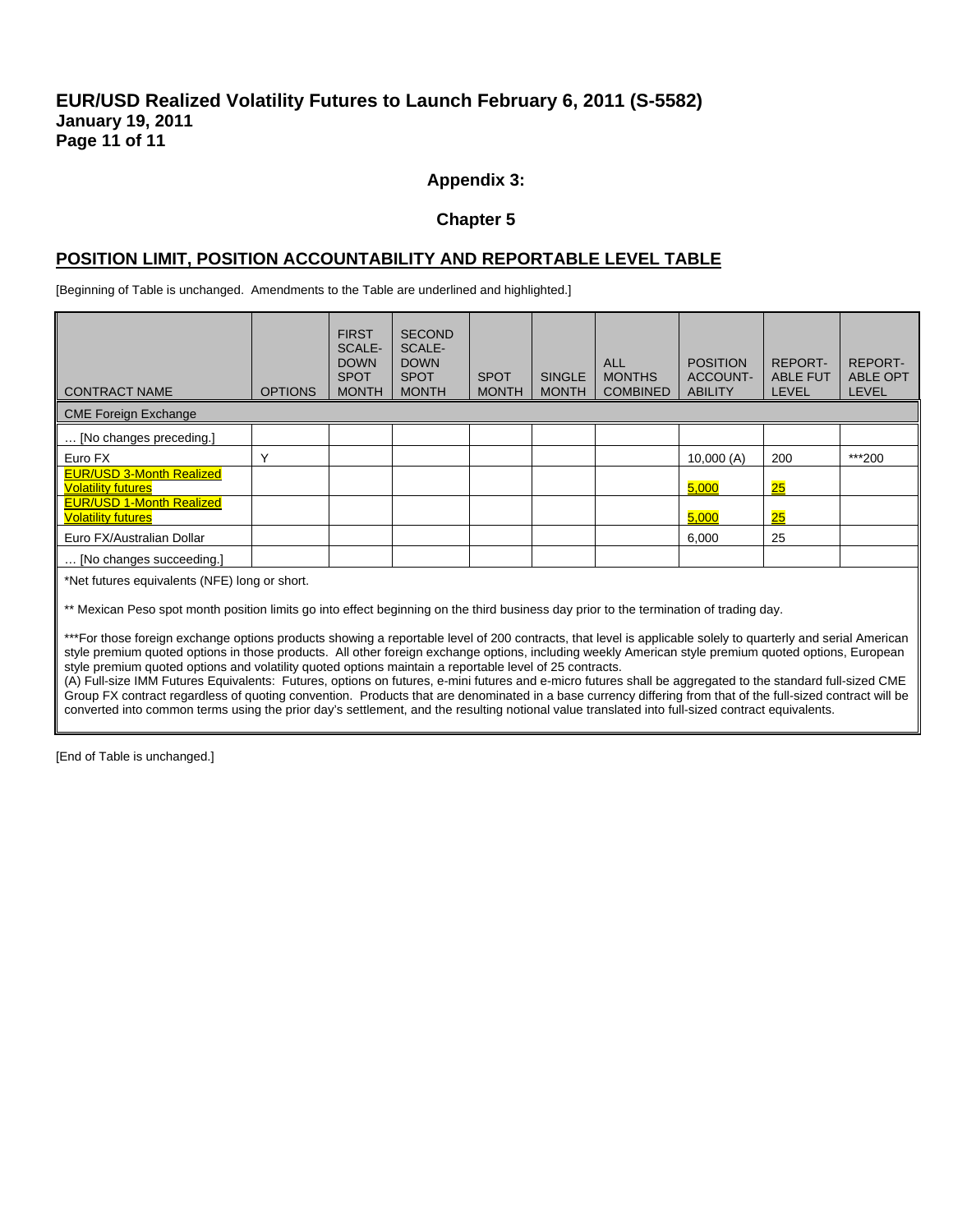## Appendix 3:

## Chapter 5

## POSITION LIMIT, POSITION ACCOUNTABILITY AND REPORTABLE LEVEL TABLE

[Beginning of Table is unchanged. Amendments to the Table are underlined and highlighted.]

| CONTRACT NAME | OPTIONS | FIRST SCALE-DOWN SPOT MONTH | SECOND SCALE-DOWN SPOT MONTH | SPOT MONTH | SINGLE MONTH | ALL MONTHS COMBINED | POSITION ACCOUNT-ABILITY | REPORT-ABLE FUT LEVEL | REPORT-ABLE OPT LEVEL |
|---|---|---|---|---|---|---|---|---|---|
| CME Foreign Exchange | | | | | | | | | |
| … [No changes preceding.] | | | | | | | | | |
| Euro FX | Y | | | | | | 10,000 (A) | 200 | ***200 |
| EUR/USD 3-Month Realized Volatility futures | | | | | | | 5,000 | 25 | |
| EUR/USD 1-Month Realized Volatility futures | | | | | | | 5,000 | 25 | |
| Euro FX/Australian Dollar | | | | | | | 6,000 | 25 | |
| … [No changes succeeding.] | | | | | | | | | |

*Net futures equivalents (NFE) long or short.

** Mexican Peso spot month position limits go into effect beginning on the third business day prior to the termination of trading day.

***For those foreign exchange options products showing a reportable level of 200 contracts, that level is applicable solely to quarterly and serial American style premium quoted options in those products. All other foreign exchange options, including weekly American style premium quoted options, European style premium quoted options and volatility quoted options maintain a reportable level of 25 contracts.

(A) Full-size IMM Futures Equivalents: Futures, options on futures, e-mini futures and e-micro futures shall be aggregated to the standard full-sized CME Group FX contract regardless of quoting convention. Products that are denominated in a base currency differing from that of the full-sized contract will be converted into common terms using the prior day's settlement, and the resulting notional value translated into full-sized contract equivalents.

[End of Table is unchanged.]